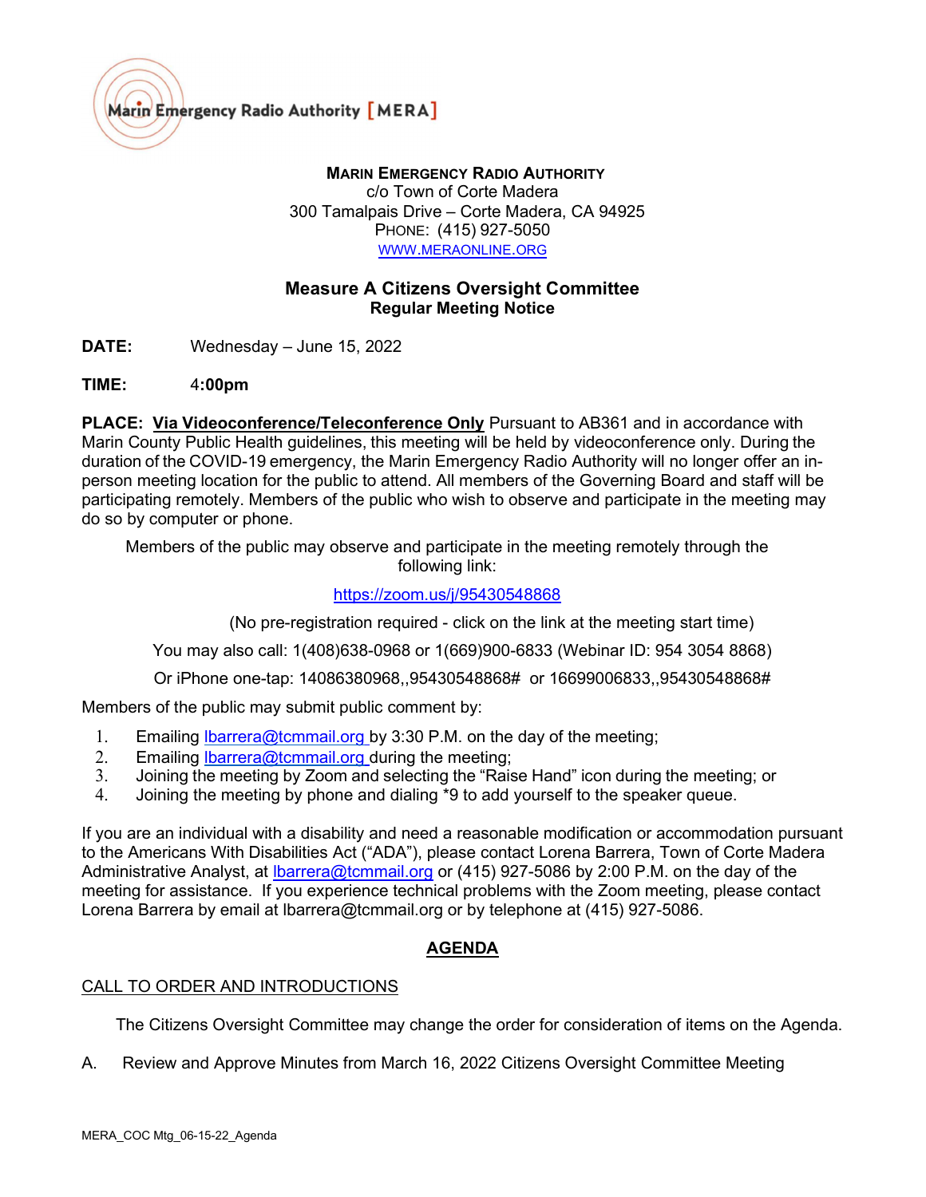Marin Emergency Radio Authority [MERA]

**MARIN EMERGENCY RADIO AUTHORITY**
c/o Town of Corte Madera
300 Tamalpais Drive – Corte Madera, CA 94925
PHONE: (415) 927-5050
WWW.MERAONLINE.ORG

## Measure A Citizens Oversight Committee
### Regular Meeting Notice

**DATE:** Wednesday – June 15, 2022

**TIME:** 4:**00pm**

**PLACE: Via Videoconference/Teleconference Only** Pursuant to AB361 and in accordance with Marin County Public Health guidelines, this meeting will be held by videoconference only. During the duration of the COVID-19 emergency, the Marin Emergency Radio Authority will no longer offer an in-person meeting location for the public to attend. All members of the Governing Board and staff will be participating remotely. Members of the public who wish to observe and participate in the meeting may do so by computer or phone.

Members of the public may observe and participate in the meeting remotely through the following link:

https://zoom.us/j/95430548868

(No pre-registration required - click on the link at the meeting start time)

You may also call: 1(408)638-0968 or 1(669)900-6833 (Webinar ID: 954 3054 8868)

Or iPhone one-tap: 14086380968,,95430548868# or 16699006833,,95430548868#

Members of the public may submit public comment by:

1. Emailing lbarrera@tcmmail.org by 3:30 P.M. on the day of the meeting;
2. Emailing lbarrera@tcmmail.org during the meeting;
3. Joining the meeting by Zoom and selecting the "Raise Hand" icon during the meeting; or
4. Joining the meeting by phone and dialing *9 to add yourself to the speaker queue.

If you are an individual with a disability and need a reasonable modification or accommodation pursuant to the Americans With Disabilities Act ("ADA"), please contact Lorena Barrera, Town of Corte Madera Administrative Analyst, at lbarrera@tcmmail.org or (415) 927-5086 by 2:00 P.M. on the day of the meeting for assistance. If you experience technical problems with the Zoom meeting, please contact Lorena Barrera by email at lbarrera@tcmmail.org or by telephone at (415) 927-5086.

## AGENDA

CALL TO ORDER AND INTRODUCTIONS

The Citizens Oversight Committee may change the order for consideration of items on the Agenda.

A. Review and Approve Minutes from March 16, 2022 Citizens Oversight Committee Meeting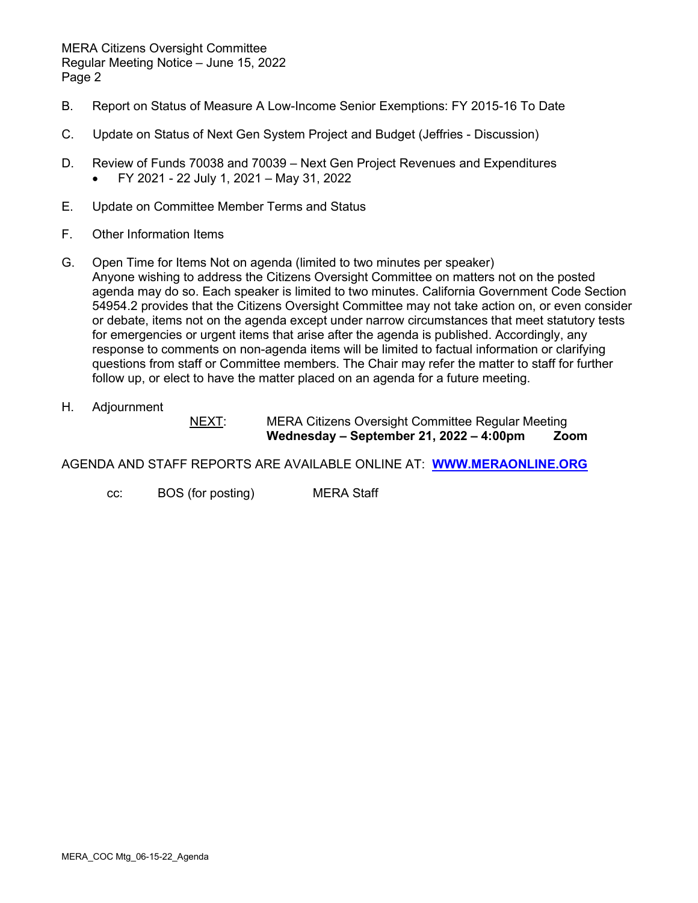B. Report on Status of Measure A Low-Income Senior Exemptions: FY 2015-16 To Date

C. Update on Status of Next Gen System Project and Budget (Jeffries - Discussion)

D. Review of Funds 70038 and 70039 – Next Gen Project Revenues and Expenditures
   - FY 2021 - 22 July 1, 2021 – May 31, 2022

E. Update on Committee Member Terms and Status

F. Other Information Items

G. Open Time for Items Not on agenda (limited to two minutes per speaker)
   Anyone wishing to address the Citizens Oversight Committee on matters not on the posted agenda may do so. Each speaker is limited to two minutes. California Government Code Section 54954.2 provides that the Citizens Oversight Committee may not take action on, or even consider or debate, items not on the agenda except under narrow circumstances that meet statutory tests for emergencies or urgent items that arise after the agenda is published. Accordingly, any response to comments on non-agenda items will be limited to factual information or clarifying questions from staff or Committee members. The Chair may refer the matter to staff for further follow up, or elect to have the matter placed on an agenda for a future meeting.

H. Adjournment

NEXT: MERA Citizens Oversight Committee Regular Meeting
**Wednesday – September 21, 2022 – 4:00pm Zoom**

AGENDA AND STAFF REPORTS ARE AVAILABLE ONLINE AT: **WWW.MERAONLINE.ORG**

cc: BOS (for posting) MERA Staff